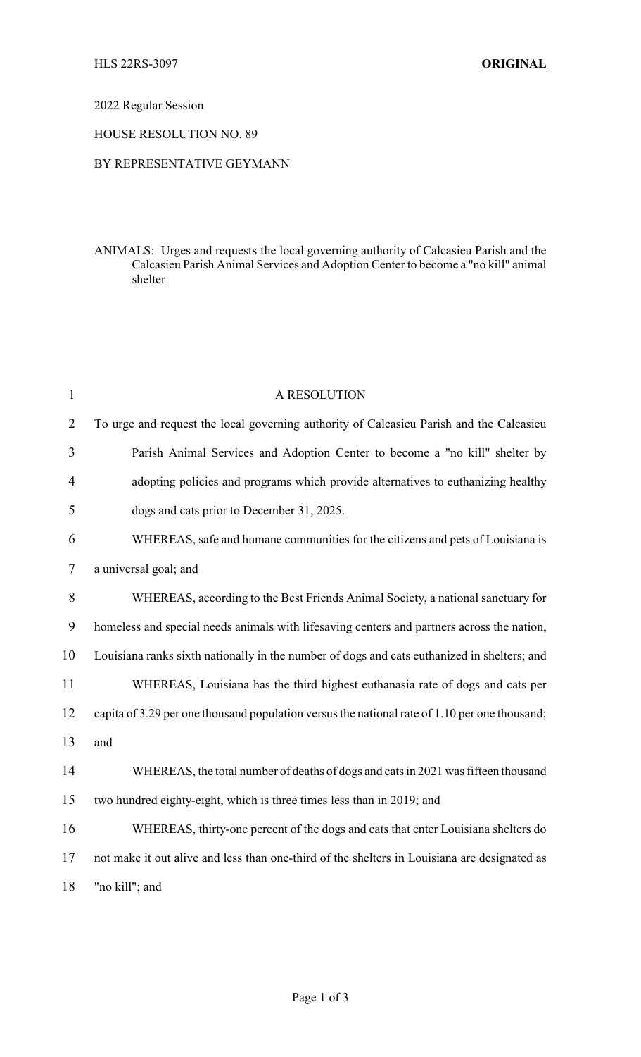HLS 22RS-3097 **ORIGINAL**

2022 Regular Session

HOUSE RESOLUTION NO. 89

BY REPRESENTATIVE GEYMANN

ANIMALS: Urges and requests the local governing authority of Calcasieu Parish and the Calcasieu Parish Animal Services and Adoption Center to become a "no kill" animal shelter

A RESOLUTION

To urge and request the local governing authority of Calcasieu Parish and the Calcasieu Parish Animal Services and Adoption Center to become a "no kill" shelter by adopting policies and programs which provide alternatives to euthanizing healthy dogs and cats prior to December 31, 2025.

WHEREAS, safe and humane communities for the citizens and pets of Louisiana is a universal goal; and

WHEREAS, according to the Best Friends Animal Society, a national sanctuary for homeless and special needs animals with lifesaving centers and partners across the nation, Louisiana ranks sixth nationally in the number of dogs and cats euthanized in shelters; and

WHEREAS, Louisiana has the third highest euthanasia rate of dogs and cats per capita of 3.29 per one thousand population versus the national rate of 1.10 per one thousand; and

WHEREAS, the total number of deaths of dogs and cats in 2021 was fifteen thousand two hundred eighty-eight, which is three times less than in 2019; and

WHEREAS, thirty-one percent of the dogs and cats that enter Louisiana shelters do not make it out alive and less than one-third of the shelters in Louisiana are designated as "no kill"; and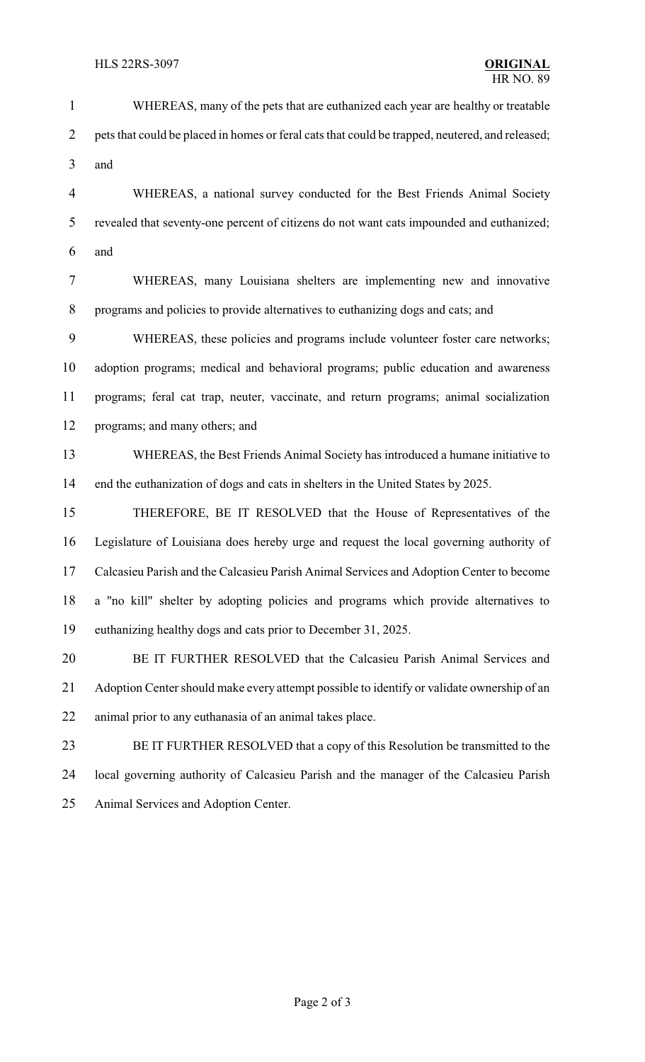WHEREAS, many of the pets that are euthanized each year are healthy or treatable pets that could be placed in homes or feral cats that could be trapped, neutered, and released; and

WHEREAS, a national survey conducted for the Best Friends Animal Society revealed that seventy-one percent of citizens do not want cats impounded and euthanized; and

WHEREAS, many Louisiana shelters are implementing new and innovative programs and policies to provide alternatives to euthanizing dogs and cats; and

WHEREAS, these policies and programs include volunteer foster care networks; adoption programs; medical and behavioral programs; public education and awareness programs; feral cat trap, neuter, vaccinate, and return programs; animal socialization programs; and many others; and

WHEREAS, the Best Friends Animal Society has introduced a humane initiative to end the euthanization of dogs and cats in shelters in the United States by 2025.

THEREFORE, BE IT RESOLVED that the House of Representatives of the Legislature of Louisiana does hereby urge and request the local governing authority of Calcasieu Parish and the Calcasieu Parish Animal Services and Adoption Center to become a "no kill" shelter by adopting policies and programs which provide alternatives to euthanizing healthy dogs and cats prior to December 31, 2025.

BE IT FURTHER RESOLVED that the Calcasieu Parish Animal Services and Adoption Center should make every attempt possible to identify or validate ownership of an animal prior to any euthanasia of an animal takes place.

BE IT FURTHER RESOLVED that a copy of this Resolution be transmitted to the local governing authority of Calcasieu Parish and the manager of the Calcasieu Parish Animal Services and Adoption Center.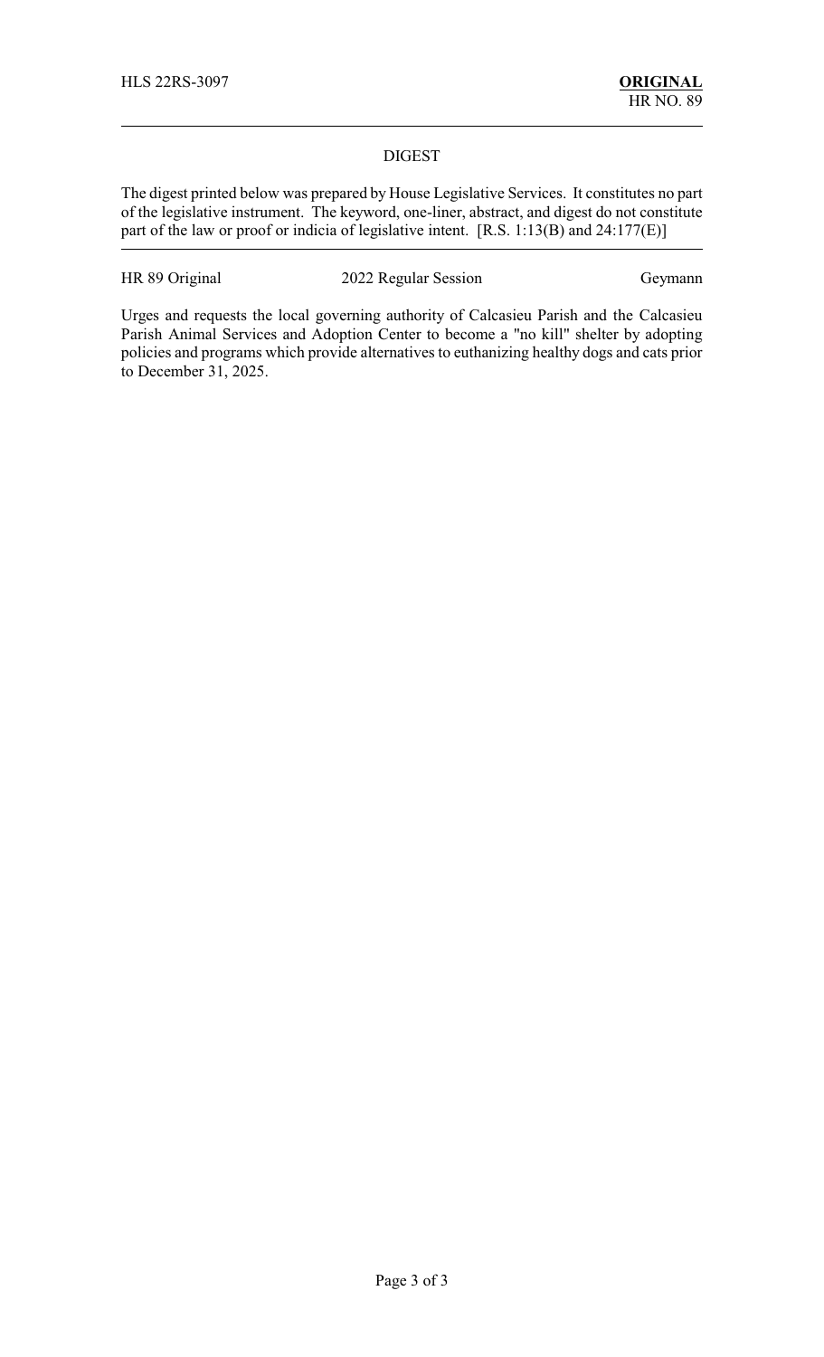HLS 22RS-3097 **ORIGINAL**
HR NO. 89

## DIGEST

The digest printed below was prepared by House Legislative Services. It constitutes no part of the legislative instrument. The keyword, one-liner, abstract, and digest do not constitute part of the law or proof or indicia of legislative intent. [R.S. 1:13(B) and 24:177(E)]

HR 89 Original 2022 Regular Session Geymann

Urges and requests the local governing authority of Calcasieu Parish and the Calcasieu Parish Animal Services and Adoption Center to become a "no kill" shelter by adopting policies and programs which provide alternatives to euthanizing healthy dogs and cats prior to December 31, 2025.